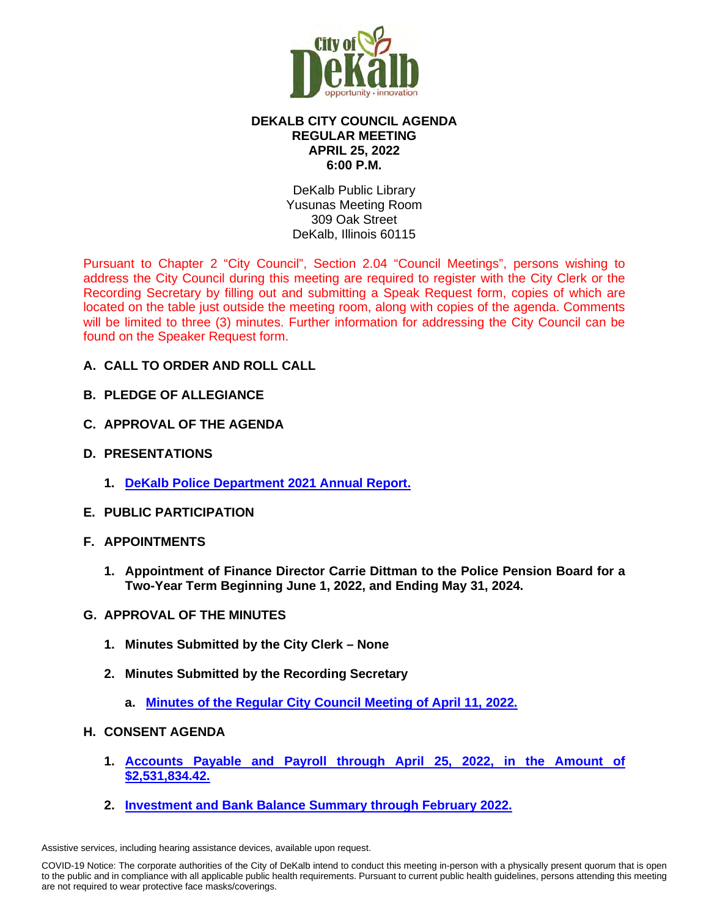City of DeKalb
opportunity · innovation

# DEKALB CITY COUNCIL AGENDA
## REGULAR MEETING
## APRIL 25, 2022
## 6:00 P.M.

DeKalb Public Library
Yusunas Meeting Room
309 Oak Street
DeKalb, Illinois 60115

Pursuant to Chapter 2 "City Council", Section 2.04 "Council Meetings", persons wishing to address the City Council during this meeting are required to register with the City Clerk or the Recording Secretary by filling out and submitting a Speak Request form, copies of which are located on the table just outside the meeting room, along with copies of the agenda. Comments will be limited to three (3) minutes. Further information for addressing the City Council can be found on the Speaker Request form.

**A. CALL TO ORDER AND ROLL CALL**

**B. PLEDGE OF ALLEGIANCE**

**C. APPROVAL OF THE AGENDA**

**D. PRESENTATIONS**

1. **DeKalb Police Department 2021 Annual Report.**

**E. PUBLIC PARTICIPATION**

**F. APPOINTMENTS**

1. **Appointment of Finance Director Carrie Dittman to the Police Pension Board for a Two-Year Term Beginning June 1, 2022, and Ending May 31, 2024.**

**G. APPROVAL OF THE MINUTES**

1. **Minutes Submitted by the City Clerk – None**
2. **Minutes Submitted by the Recording Secretary**
   a. **Minutes of the Regular City Council Meeting of April 11, 2022.**

**H. CONSENT AGENDA**

1. **Accounts Payable and Payroll through April 25, 2022, in the Amount of $2,531,834.42.**
2. **Investment and Bank Balance Summary through February 2022.**

Assistive services, including hearing assistance devices, available upon request.

COVID-19 Notice: The corporate authorities of the City of DeKalb intend to conduct this meeting in-person with a physically present quorum that is open to the public and in compliance with all applicable public health requirements. Pursuant to current public health guidelines, persons attending this meeting are not required to wear protective face masks/coverings.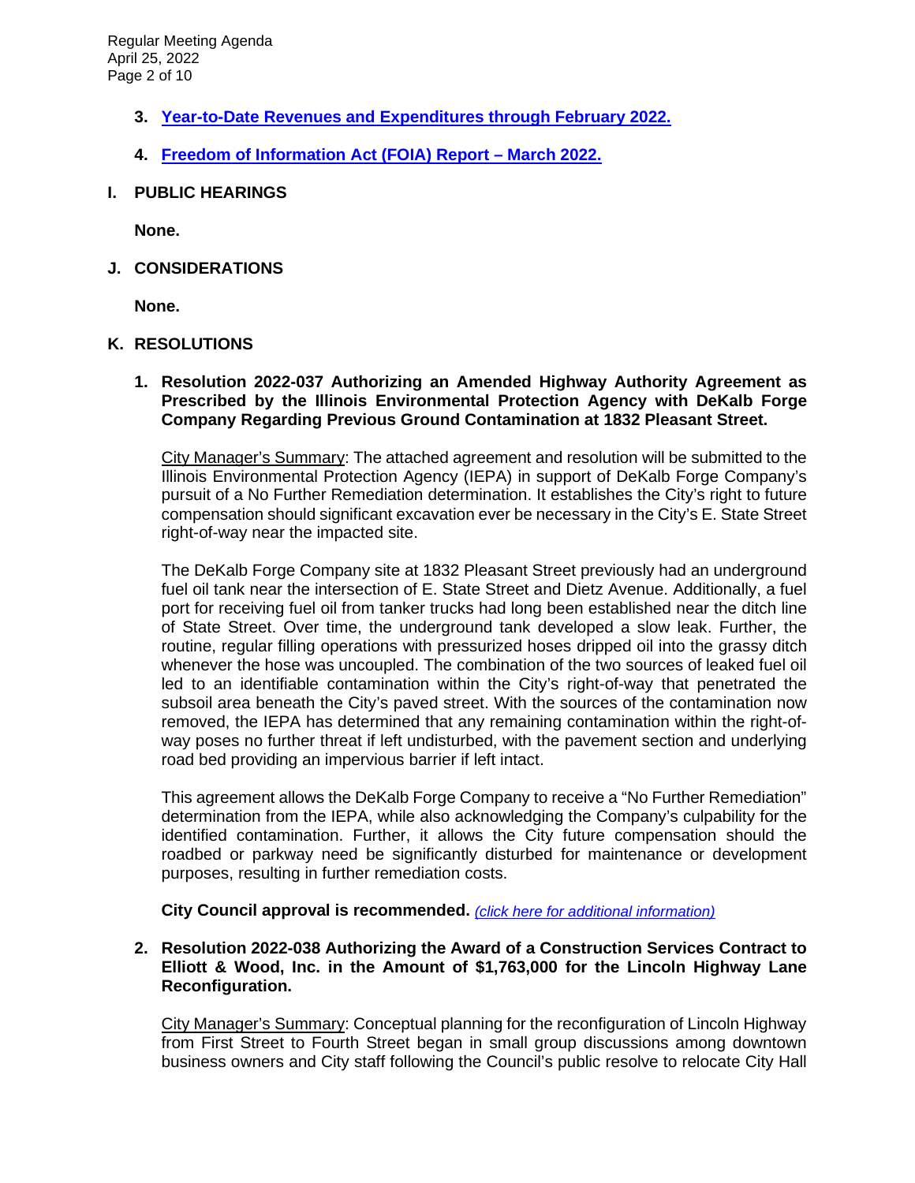3. **[Year-to-Date Revenues and Expenditures through February 2022.]()**

4. **[Freedom of Information Act (FOIA) Report – March 2022.]()**

## I. PUBLIC HEARINGS

**None.**

## J. CONSIDERATIONS

**None.**

## K. RESOLUTIONS

1. **Resolution 2022-037 Authorizing an Amended Highway Authority Agreement as Prescribed by the Illinois Environmental Protection Agency with DeKalb Forge Company Regarding Previous Ground Contamination at 1832 Pleasant Street.**

   <u>City Manager's Summary</u>: The attached agreement and resolution will be submitted to the Illinois Environmental Protection Agency (IEPA) in support of DeKalb Forge Company's pursuit of a No Further Remediation determination. It establishes the City's right to future compensation should significant excavation ever be necessary in the City's E. State Street right-of-way near the impacted site.

   The DeKalb Forge Company site at 1832 Pleasant Street previously had an underground fuel oil tank near the intersection of E. State Street and Dietz Avenue. Additionally, a fuel port for receiving fuel oil from tanker trucks had long been established near the ditch line of State Street. Over time, the underground tank developed a slow leak. Further, the routine, regular filling operations with pressurized hoses dripped oil into the grassy ditch whenever the hose was uncoupled. The combination of the two sources of leaked fuel oil led to an identifiable contamination within the City's right-of-way that penetrated the subsoil area beneath the City's paved street. With the sources of the contamination now removed, the IEPA has determined that any remaining contamination within the right-of-way poses no further threat if left undisturbed, with the pavement section and underlying road bed providing an impervious barrier if left intact.

   This agreement allows the DeKalb Forge Company to receive a "No Further Remediation" determination from the IEPA, while also acknowledging the Company's culpability for the identified contamination. Further, it allows the City future compensation should the roadbed or parkway need be significantly disturbed for maintenance or development purposes, resulting in further remediation costs.

   **City Council approval is recommended.** *[(click here for additional information)]()*

2. **Resolution 2022-038 Authorizing the Award of a Construction Services Contract to Elliott & Wood, Inc. in the Amount of $1,763,000 for the Lincoln Highway Lane Reconfiguration.**

   <u>City Manager's Summary</u>: Conceptual planning for the reconfiguration of Lincoln Highway from First Street to Fourth Street began in small group discussions among downtown business owners and City staff following the Council's public resolve to relocate City Hall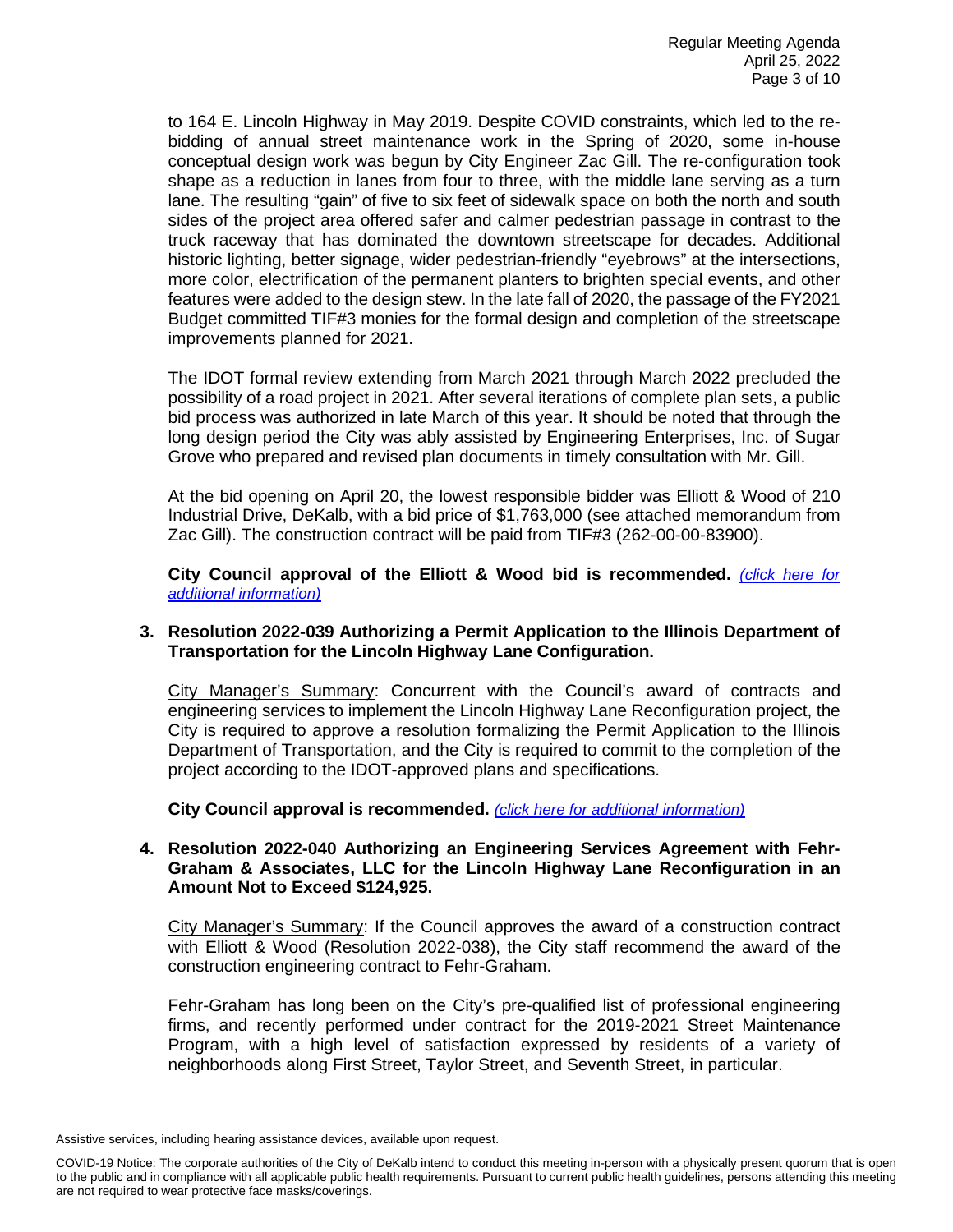to 164 E. Lincoln Highway in May 2019. Despite COVID constraints, which led to the re-bidding of annual street maintenance work in the Spring of 2020, some in-house conceptual design work was begun by City Engineer Zac Gill. The re-configuration took shape as a reduction in lanes from four to three, with the middle lane serving as a turn lane. The resulting "gain" of five to six feet of sidewalk space on both the north and south sides of the project area offered safer and calmer pedestrian passage in contrast to the truck raceway that has dominated the downtown streetscape for decades. Additional historic lighting, better signage, wider pedestrian-friendly "eyebrows" at the intersections, more color, electrification of the permanent planters to brighten special events, and other features were added to the design stew. In the late fall of 2020, the passage of the FY2021 Budget committed TIF#3 monies for the formal design and completion of the streetscape improvements planned for 2021.

The IDOT formal review extending from March 2021 through March 2022 precluded the possibility of a road project in 2021. After several iterations of complete plan sets, a public bid process was authorized in late March of this year. It should be noted that through the long design period the City was ably assisted by Engineering Enterprises, Inc. of Sugar Grove who prepared and revised plan documents in timely consultation with Mr. Gill.

At the bid opening on April 20, the lowest responsible bidder was Elliott & Wood of 210 Industrial Drive, DeKalb, with a bid price of $1,763,000 (see attached memorandum from Zac Gill). The construction contract will be paid from TIF#3 (262-00-00-83900).

**City Council approval of the Elliott & Wood bid is recommended.** *(click here for additional information)*

**3. Resolution 2022-039 Authorizing a Permit Application to the Illinois Department of Transportation for the Lincoln Highway Lane Configuration.**

City Manager's Summary: Concurrent with the Council's award of contracts and engineering services to implement the Lincoln Highway Lane Reconfiguration project, the City is required to approve a resolution formalizing the Permit Application to the Illinois Department of Transportation, and the City is required to commit to the completion of the project according to the IDOT-approved plans and specifications.

**City Council approval is recommended.** *(click here for additional information)*

**4. Resolution 2022-040 Authorizing an Engineering Services Agreement with Fehr-Graham & Associates, LLC for the Lincoln Highway Lane Reconfiguration in an Amount Not to Exceed $124,925.**

City Manager's Summary: If the Council approves the award of a construction contract with Elliott & Wood (Resolution 2022-038), the City staff recommend the award of the construction engineering contract to Fehr-Graham.

Fehr-Graham has long been on the City's pre-qualified list of professional engineering firms, and recently performed under contract for the 2019-2021 Street Maintenance Program, with a high level of satisfaction expressed by residents of a variety of neighborhoods along First Street, Taylor Street, and Seventh Street, in particular.

Assistive services, including hearing assistance devices, available upon request.

COVID-19 Notice: The corporate authorities of the City of DeKalb intend to conduct this meeting in-person with a physically present quorum that is open to the public and in compliance with all applicable public health requirements. Pursuant to current public health guidelines, persons attending this meeting are not required to wear protective face masks/coverings.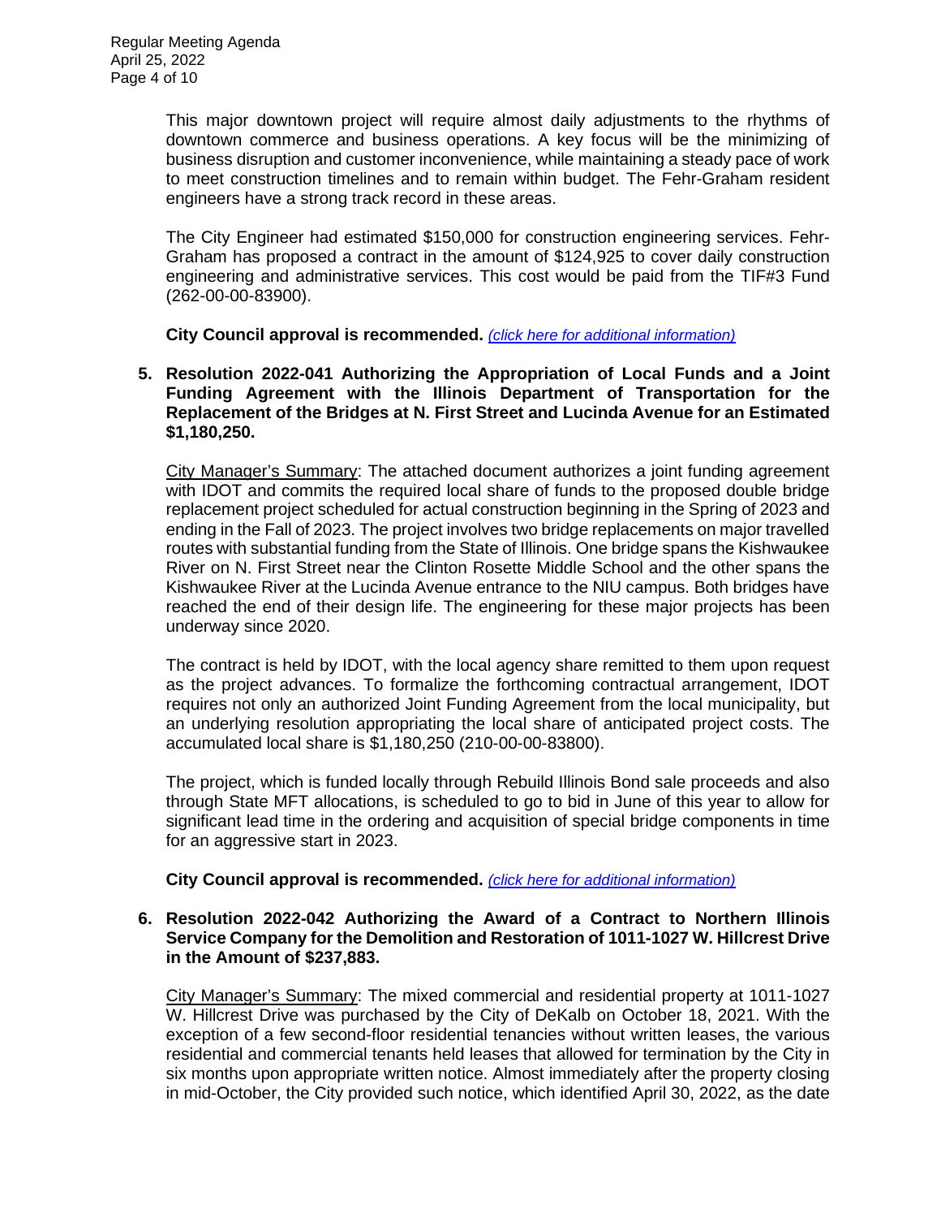This major downtown project will require almost daily adjustments to the rhythms of downtown commerce and business operations. A key focus will be the minimizing of business disruption and customer inconvenience, while maintaining a steady pace of work to meet construction timelines and to remain within budget. The Fehr-Graham resident engineers have a strong track record in these areas.

The City Engineer had estimated $150,000 for construction engineering services. Fehr-Graham has proposed a contract in the amount of $124,925 to cover daily construction engineering and administrative services. This cost would be paid from the TIF#3 Fund (262-00-00-83900).

**City Council approval is recommended.** *(click here for additional information)*

**5. Resolution 2022-041 Authorizing the Appropriation of Local Funds and a Joint Funding Agreement with the Illinois Department of Transportation for the Replacement of the Bridges at N. First Street and Lucinda Avenue for an Estimated $1,180,250.**

City Manager's Summary: The attached document authorizes a joint funding agreement with IDOT and commits the required local share of funds to the proposed double bridge replacement project scheduled for actual construction beginning in the Spring of 2023 and ending in the Fall of 2023. The project involves two bridge replacements on major travelled routes with substantial funding from the State of Illinois. One bridge spans the Kishwaukee River on N. First Street near the Clinton Rosette Middle School and the other spans the Kishwaukee River at the Lucinda Avenue entrance to the NIU campus. Both bridges have reached the end of their design life. The engineering for these major projects has been underway since 2020.

The contract is held by IDOT, with the local agency share remitted to them upon request as the project advances. To formalize the forthcoming contractual arrangement, IDOT requires not only an authorized Joint Funding Agreement from the local municipality, but an underlying resolution appropriating the local share of anticipated project costs. The accumulated local share is $1,180,250 (210-00-00-83800).

The project, which is funded locally through Rebuild Illinois Bond sale proceeds and also through State MFT allocations, is scheduled to go to bid in June of this year to allow for significant lead time in the ordering and acquisition of special bridge components in time for an aggressive start in 2023.

**City Council approval is recommended.** *(click here for additional information)*

**6. Resolution 2022-042 Authorizing the Award of a Contract to Northern Illinois Service Company for the Demolition and Restoration of 1011-1027 W. Hillcrest Drive in the Amount of $237,883.**

City Manager's Summary: The mixed commercial and residential property at 1011-1027 W. Hillcrest Drive was purchased by the City of DeKalb on October 18, 2021. With the exception of a few second-floor residential tenancies without written leases, the various residential and commercial tenants held leases that allowed for termination by the City in six months upon appropriate written notice. Almost immediately after the property closing in mid-October, the City provided such notice, which identified April 30, 2022, as the date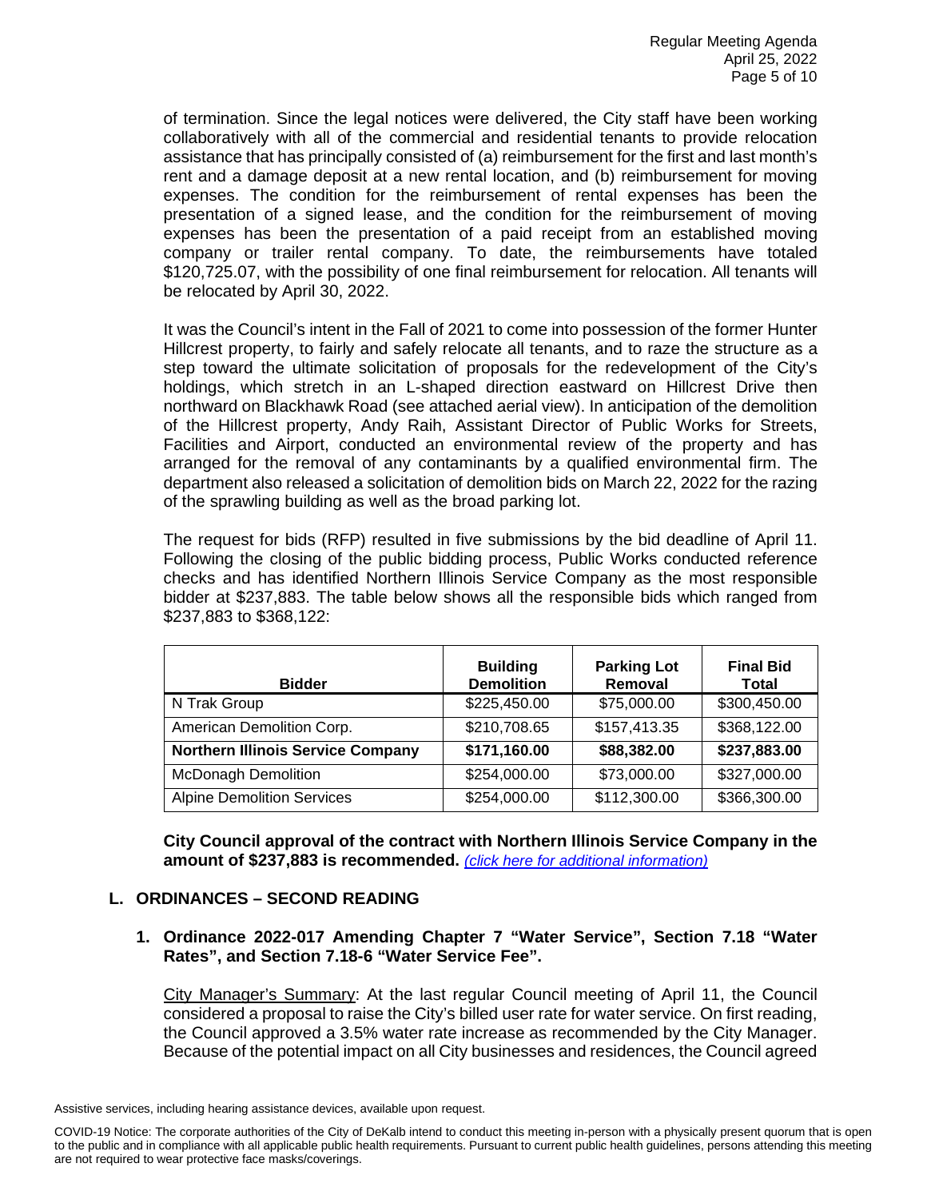of termination. Since the legal notices were delivered, the City staff have been working collaboratively with all of the commercial and residential tenants to provide relocation assistance that has principally consisted of (a) reimbursement for the first and last month's rent and a damage deposit at a new rental location, and (b) reimbursement for moving expenses. The condition for the reimbursement of rental expenses has been the presentation of a signed lease, and the condition for the reimbursement of moving expenses has been the presentation of a paid receipt from an established moving company or trailer rental company. To date, the reimbursements have totaled $120,725.07, with the possibility of one final reimbursement for relocation. All tenants will be relocated by April 30, 2022.

It was the Council's intent in the Fall of 2021 to come into possession of the former Hunter Hillcrest property, to fairly and safely relocate all tenants, and to raze the structure as a step toward the ultimate solicitation of proposals for the redevelopment of the City's holdings, which stretch in an L-shaped direction eastward on Hillcrest Drive then northward on Blackhawk Road (see attached aerial view). In anticipation of the demolition of the Hillcrest property, Andy Raih, Assistant Director of Public Works for Streets, Facilities and Airport, conducted an environmental review of the property and has arranged for the removal of any contaminants by a qualified environmental firm. The department also released a solicitation of demolition bids on March 22, 2022 for the razing of the sprawling building as well as the broad parking lot.

The request for bids (RFP) resulted in five submissions by the bid deadline of April 11. Following the closing of the public bidding process, Public Works conducted reference checks and has identified Northern Illinois Service Company as the most responsible bidder at $237,883. The table below shows all the responsible bids which ranged from $237,883 to $368,122:

| Bidder | Building Demolition | Parking Lot Removal | Final Bid Total |
|---|---|---|---|
| N Trak Group | $225,450.00 | $75,000.00 | $300,450.00 |
| American Demolition Corp. | $210,708.65 | $157,413.35 | $368,122.00 |
| **Northern Illinois Service Company** | **$171,160.00** | **$88,382.00** | **$237,883.00** |
| McDonagh Demolition | $254,000.00 | $73,000.00 | $327,000.00 |
| Alpine Demolition Services | $254,000.00 | $112,300.00 | $366,300.00 |

**City Council approval of the contract with Northern Illinois Service Company in the amount of $237,883 is recommended.** *(click here for additional information)*

## L. ORDINANCES – SECOND READING

### 1. Ordinance 2022-017 Amending Chapter 7 "Water Service", Section 7.18 "Water Rates", and Section 7.18-6 "Water Service Fee".

City Manager's Summary: At the last regular Council meeting of April 11, the Council considered a proposal to raise the City's billed user rate for water service. On first reading, the Council approved a 3.5% water rate increase as recommended by the City Manager. Because of the potential impact on all City businesses and residences, the Council agreed

Assistive services, including hearing assistance devices, available upon request.

COVID-19 Notice: The corporate authorities of the City of DeKalb intend to conduct this meeting in-person with a physically present quorum that is open to the public and in compliance with all applicable public health requirements. Pursuant to current public health guidelines, persons attending this meeting are not required to wear protective face masks/coverings.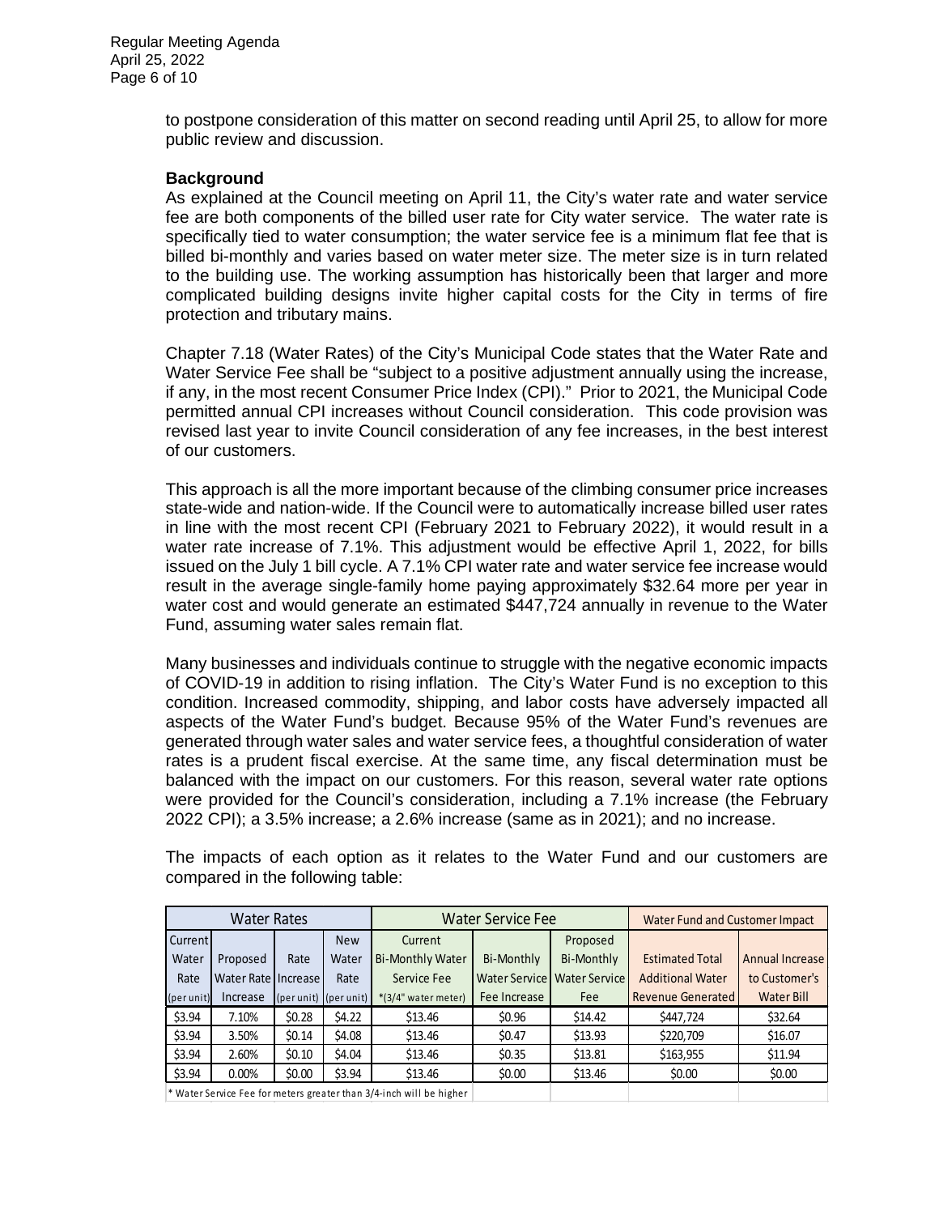to postpone consideration of this matter on second reading until April 25, to allow for more public review and discussion.

**Background**

As explained at the Council meeting on April 11, the City's water rate and water service fee are both components of the billed user rate for City water service. The water rate is specifically tied to water consumption; the water service fee is a minimum flat fee that is billed bi-monthly and varies based on water meter size. The meter size is in turn related to the building use. The working assumption has historically been that larger and more complicated building designs invite higher capital costs for the City in terms of fire protection and tributary mains.

Chapter 7.18 (Water Rates) of the City's Municipal Code states that the Water Rate and Water Service Fee shall be "subject to a positive adjustment annually using the increase, if any, in the most recent Consumer Price Index (CPI)." Prior to 2021, the Municipal Code permitted annual CPI increases without Council consideration. This code provision was revised last year to invite Council consideration of any fee increases, in the best interest of our customers.

This approach is all the more important because of the climbing consumer price increases state-wide and nation-wide. If the Council were to automatically increase billed user rates in line with the most recent CPI (February 2021 to February 2022), it would result in a water rate increase of 7.1%. This adjustment would be effective April 1, 2022, for bills issued on the July 1 bill cycle. A 7.1% CPI water rate and water service fee increase would result in the average single-family home paying approximately $32.64 more per year in water cost and would generate an estimated $447,724 annually in revenue to the Water Fund, assuming water sales remain flat.

Many businesses and individuals continue to struggle with the negative economic impacts of COVID-19 in addition to rising inflation. The City's Water Fund is no exception to this condition. Increased commodity, shipping, and labor costs have adversely impacted all aspects of the Water Fund's budget. Because 95% of the Water Fund's revenues are generated through water sales and water service fees, a thoughtful consideration of water rates is a prudent fiscal exercise. At the same time, any fiscal determination must be balanced with the impact on our customers. For this reason, several water rate options were provided for the Council's consideration, including a 7.1% increase (the February 2022 CPI); a 3.5% increase; a 2.6% increase (same as in 2021); and no increase.

The impacts of each option as it relates to the Water Fund and our customers are compared in the following table:

| Water Rates | | | | Water Service Fee | | | Water Fund and Customer Impact | |
|---|---|---|---|---|---|---|---|---|
| Current Water Rate (per unit) | Proposed Water Rate Increase | Rate Increase (per unit) | New Water Rate (per unit) | Current Bi-Monthly Water Service Fee *(3/4" water meter) | Bi-Monthly Water Service Fee Increase | Proposed Bi-Monthly Water Service Fee | Estimated Total Additional Water Revenue Generated | Annual Increase to Customer's Water Bill |
| $3.94 | 7.10% | $0.28 | $4.22 | $13.46 | $0.96 | $14.42 | $447,724 | $32.64 |
| $3.94 | 3.50% | $0.14 | $4.08 | $13.46 | $0.47 | $13.93 | $220,709 | $16.07 |
| $3.94 | 2.60% | $0.10 | $4.04 | $13.46 | $0.35 | $13.81 | $163,955 | $11.94 |
| $3.94 | 0.00% | $0.00 | $3.94 | $13.46 | $0.00 | $13.46 | $0.00 | $0.00 |

* Water Service Fee for meters greater than 3/4-inch will be higher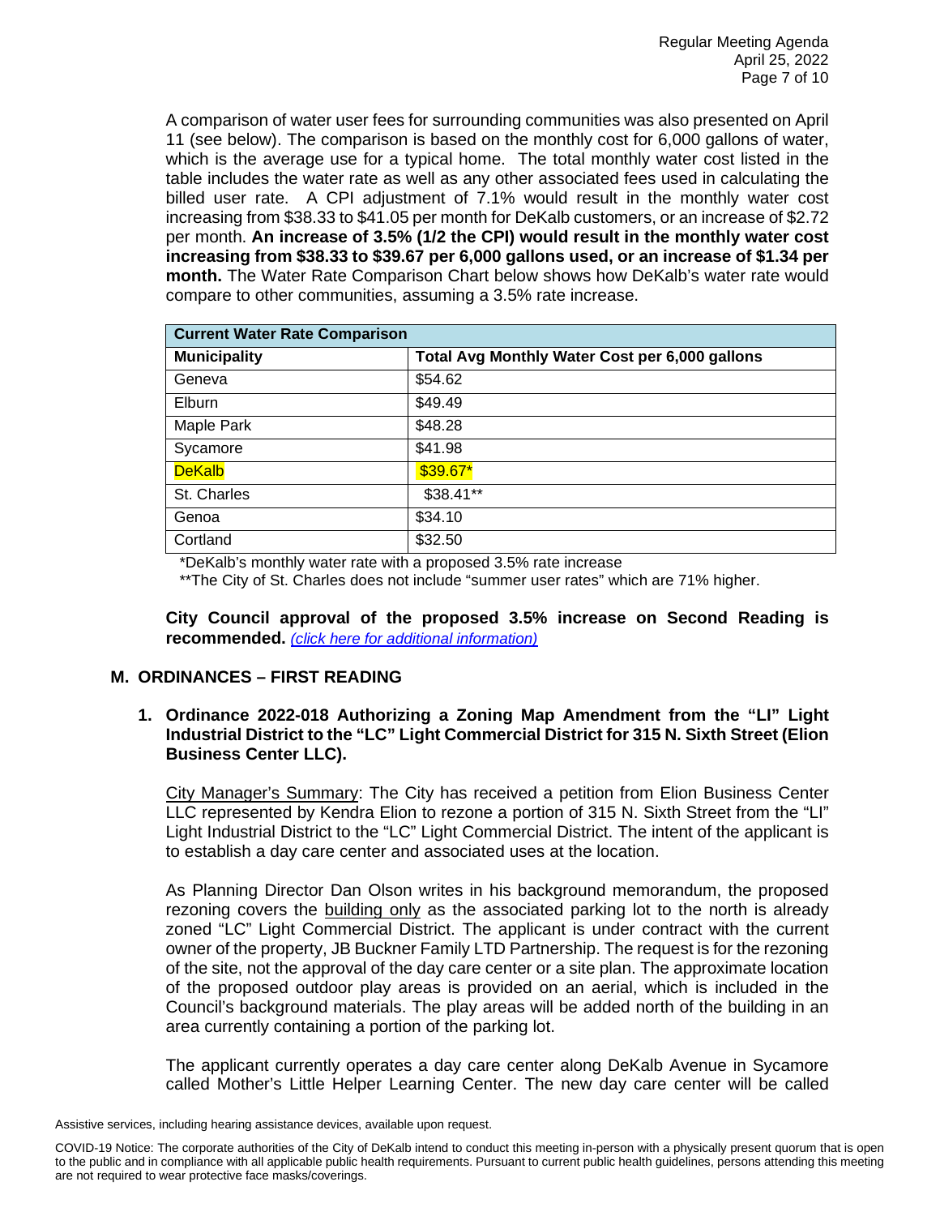A comparison of water user fees for surrounding communities was also presented on April 11 (see below). The comparison is based on the monthly cost for 6,000 gallons of water, which is the average use for a typical home. The total monthly water cost listed in the table includes the water rate as well as any other associated fees used in calculating the billed user rate. A CPI adjustment of 7.1% would result in the monthly water cost increasing from $38.33 to $41.05 per month for DeKalb customers, or an increase of $2.72 per month. **An increase of 3.5% (1/2 the CPI) would result in the monthly water cost increasing from $38.33 to $39.67 per 6,000 gallons used, or an increase of $1.34 per month.** The Water Rate Comparison Chart below shows how DeKalb's water rate would compare to other communities, assuming a 3.5% rate increase.

| **Current Water Rate Comparison** | |
|---|---|
| **Municipality** | **Total Avg Monthly Water Cost per 6,000 gallons** |
| Geneva | $54.62 |
| Elburn | $49.49 |
| Maple Park | $48.28 |
| Sycamore | $41.98 |
| DeKalb | $39.67* |
| St. Charles | $38.41** |
| Genoa | $34.10 |
| Cortland | $32.50 |

*DeKalb's monthly water rate with a proposed 3.5% rate increase

**The City of St. Charles does not include "summer user rates" which are 71% higher.

**City Council approval of the proposed 3.5% increase on Second Reading is recommended.** *(click here for additional information)*

## M. ORDINANCES – FIRST READING

**1. Ordinance 2022-018 Authorizing a Zoning Map Amendment from the "LI" Light Industrial District to the "LC" Light Commercial District for 315 N. Sixth Street (Elion Business Center LLC).**

City Manager's Summary: The City has received a petition from Elion Business Center LLC represented by Kendra Elion to rezone a portion of 315 N. Sixth Street from the "LI" Light Industrial District to the "LC" Light Commercial District. The intent of the applicant is to establish a day care center and associated uses at the location.

As Planning Director Dan Olson writes in his background memorandum, the proposed rezoning covers the building only as the associated parking lot to the north is already zoned "LC" Light Commercial District. The applicant is under contract with the current owner of the property, JB Buckner Family LTD Partnership. The request is for the rezoning of the site, not the approval of the day care center or a site plan. The approximate location of the proposed outdoor play areas is provided on an aerial, which is included in the Council's background materials. The play areas will be added north of the building in an area currently containing a portion of the parking lot.

The applicant currently operates a day care center along DeKalb Avenue in Sycamore called Mother's Little Helper Learning Center. The new day care center will be called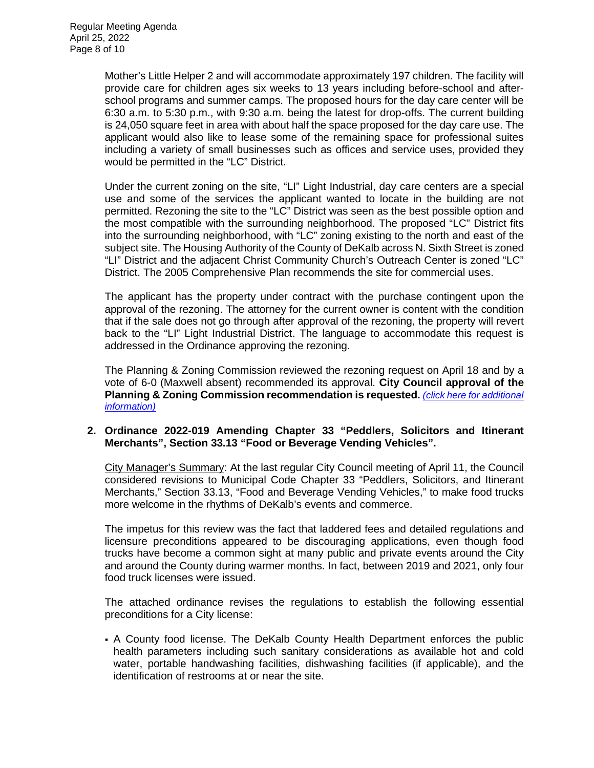Mother's Little Helper 2 and will accommodate approximately 197 children. The facility will provide care for children ages six weeks to 13 years including before-school and after-school programs and summer camps. The proposed hours for the day care center will be 6:30 a.m. to 5:30 p.m., with 9:30 a.m. being the latest for drop-offs. The current building is 24,050 square feet in area with about half the space proposed for the day care use. The applicant would also like to lease some of the remaining space for professional suites including a variety of small businesses such as offices and service uses, provided they would be permitted in the "LC" District.

Under the current zoning on the site, "LI" Light Industrial, day care centers are a special use and some of the services the applicant wanted to locate in the building are not permitted. Rezoning the site to the "LC" District was seen as the best possible option and the most compatible with the surrounding neighborhood. The proposed "LC" District fits into the surrounding neighborhood, with "LC" zoning existing to the north and east of the subject site. The Housing Authority of the County of DeKalb across N. Sixth Street is zoned "LI" District and the adjacent Christ Community Church's Outreach Center is zoned "LC" District. The 2005 Comprehensive Plan recommends the site for commercial uses.

The applicant has the property under contract with the purchase contingent upon the approval of the rezoning. The attorney for the current owner is content with the condition that if the sale does not go through after approval of the rezoning, the property will revert back to the "LI" Light Industrial District. The language to accommodate this request is addressed in the Ordinance approving the rezoning.

The Planning & Zoning Commission reviewed the rezoning request on April 18 and by a vote of 6-0 (Maxwell absent) recommended its approval. **City Council approval of the Planning & Zoning Commission recommendation is requested.** *(click here for additional information)*

**2. Ordinance 2022-019 Amending Chapter 33 "Peddlers, Solicitors and Itinerant Merchants", Section 33.13 "Food or Beverage Vending Vehicles".**

City Manager's Summary: At the last regular City Council meeting of April 11, the Council considered revisions to Municipal Code Chapter 33 "Peddlers, Solicitors, and Itinerant Merchants," Section 33.13, "Food and Beverage Vending Vehicles," to make food trucks more welcome in the rhythms of DeKalb's events and commerce.

The impetus for this review was the fact that laddered fees and detailed regulations and licensure preconditions appeared to be discouraging applications, even though food trucks have become a common sight at many public and private events around the City and around the County during warmer months. In fact, between 2019 and 2021, only four food truck licenses were issued.

The attached ordinance revises the regulations to establish the following essential preconditions for a City license:

- A County food license. The DeKalb County Health Department enforces the public health parameters including such sanitary considerations as available hot and cold water, portable handwashing facilities, dishwashing facilities (if applicable), and the identification of restrooms at or near the site.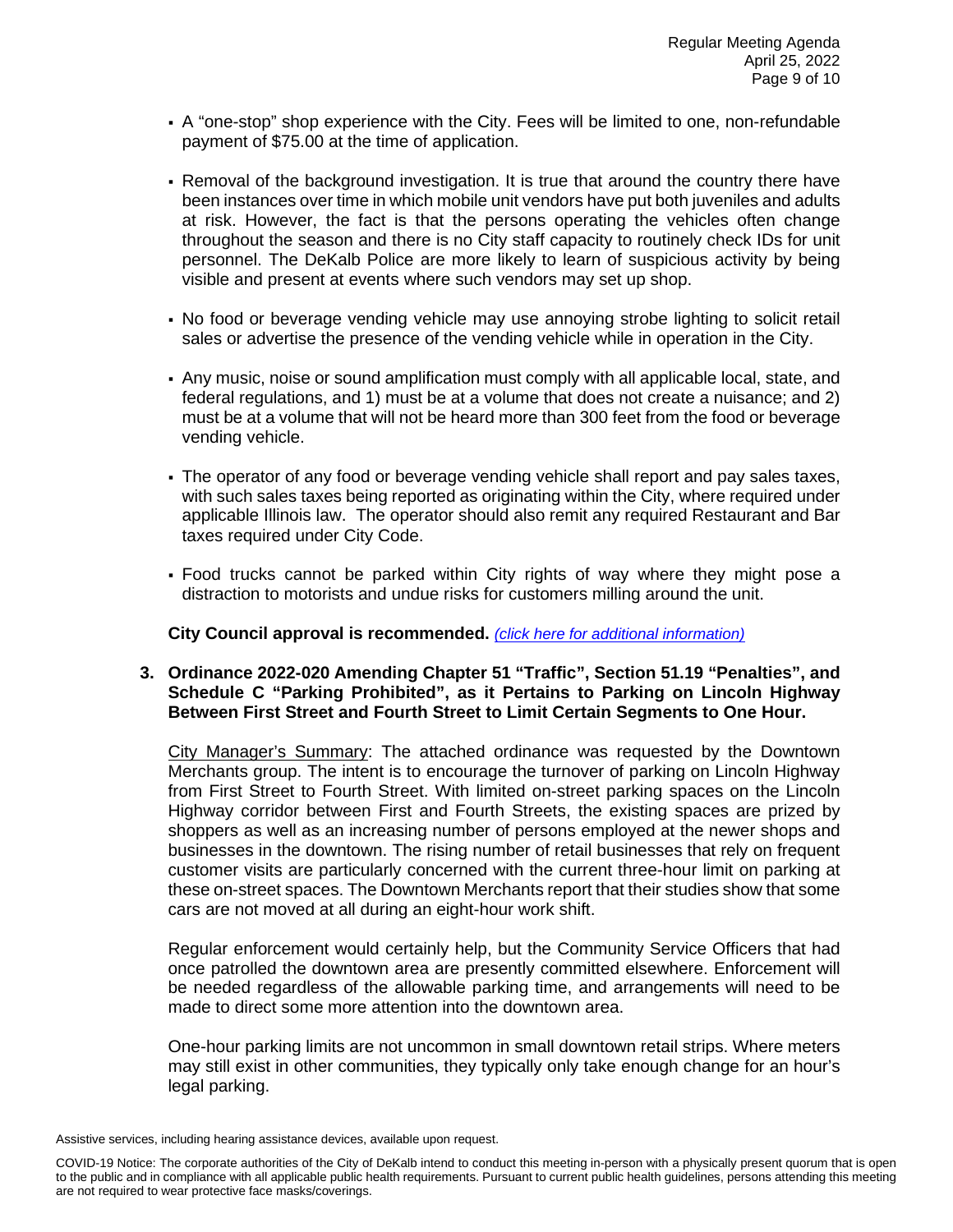- A "one-stop" shop experience with the City. Fees will be limited to one, non-refundable payment of $75.00 at the time of application.
- Removal of the background investigation. It is true that around the country there have been instances over time in which mobile unit vendors have put both juveniles and adults at risk. However, the fact is that the persons operating the vehicles often change throughout the season and there is no City staff capacity to routinely check IDs for unit personnel. The DeKalb Police are more likely to learn of suspicious activity by being visible and present at events where such vendors may set up shop.
- No food or beverage vending vehicle may use annoying strobe lighting to solicit retail sales or advertise the presence of the vending vehicle while in operation in the City.
- Any music, noise or sound amplification must comply with all applicable local, state, and federal regulations, and 1) must be at a volume that does not create a nuisance; and 2) must be at a volume that will not be heard more than 300 feet from the food or beverage vending vehicle.
- The operator of any food or beverage vending vehicle shall report and pay sales taxes, with such sales taxes being reported as originating within the City, where required under applicable Illinois law. The operator should also remit any required Restaurant and Bar taxes required under City Code.
- Food trucks cannot be parked within City rights of way where they might pose a distraction to motorists and undue risks for customers milling around the unit.

**City Council approval is recommended.** *(click here for additional information)*

**3. Ordinance 2022-020 Amending Chapter 51 "Traffic", Section 51.19 "Penalties", and Schedule C "Parking Prohibited", as it Pertains to Parking on Lincoln Highway Between First Street and Fourth Street to Limit Certain Segments to One Hour.**

City Manager's Summary: The attached ordinance was requested by the Downtown Merchants group. The intent is to encourage the turnover of parking on Lincoln Highway from First Street to Fourth Street. With limited on-street parking spaces on the Lincoln Highway corridor between First and Fourth Streets, the existing spaces are prized by shoppers as well as an increasing number of persons employed at the newer shops and businesses in the downtown. The rising number of retail businesses that rely on frequent customer visits are particularly concerned with the current three-hour limit on parking at these on-street spaces. The Downtown Merchants report that their studies show that some cars are not moved at all during an eight-hour work shift.

Regular enforcement would certainly help, but the Community Service Officers that had once patrolled the downtown area are presently committed elsewhere. Enforcement will be needed regardless of the allowable parking time, and arrangements will need to be made to direct some more attention into the downtown area.

One-hour parking limits are not uncommon in small downtown retail strips. Where meters may still exist in other communities, they typically only take enough change for an hour's legal parking.

Assistive services, including hearing assistance devices, available upon request.

COVID-19 Notice: The corporate authorities of the City of DeKalb intend to conduct this meeting in-person with a physically present quorum that is open to the public and in compliance with all applicable public health requirements. Pursuant to current public health guidelines, persons attending this meeting are not required to wear protective face masks/coverings.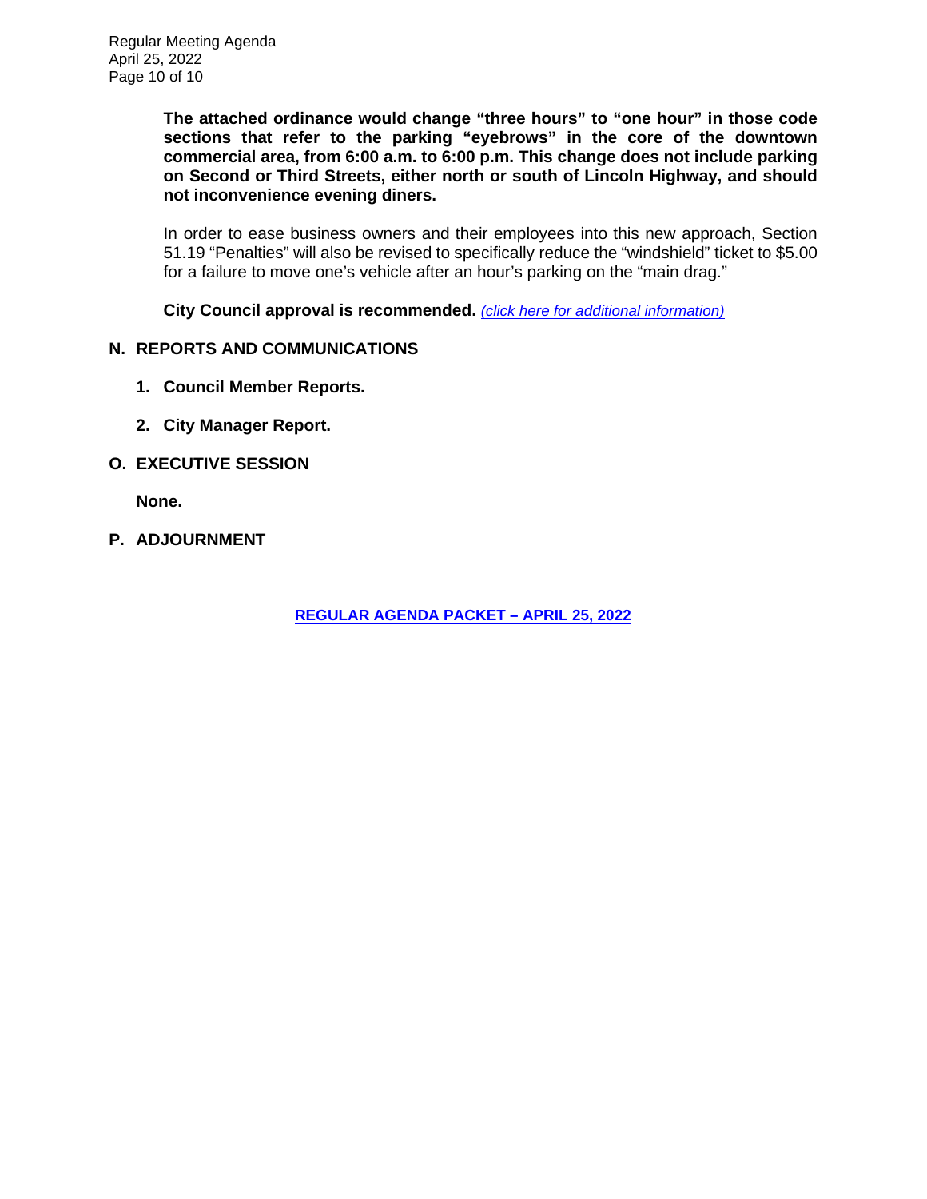**The attached ordinance would change "three hours" to "one hour" in those code sections that refer to the parking "eyebrows" in the core of the downtown commercial area, from 6:00 a.m. to 6:00 p.m. This change does not include parking on Second or Third Streets, either north or south of Lincoln Highway, and should not inconvenience evening diners.**

In order to ease business owners and their employees into this new approach, Section 51.19 "Penalties" will also be revised to specifically reduce the "windshield" ticket to $5.00 for a failure to move one's vehicle after an hour's parking on the "main drag."

**City Council approval is recommended.** *(click here for additional information)*

## N. REPORTS AND COMMUNICATIONS

1. **Council Member Reports.**

2. **City Manager Report.**

## O. EXECUTIVE SESSION

**None.**

## P. ADJOURNMENT

**REGULAR AGENDA PACKET – APRIL 25, 2022**